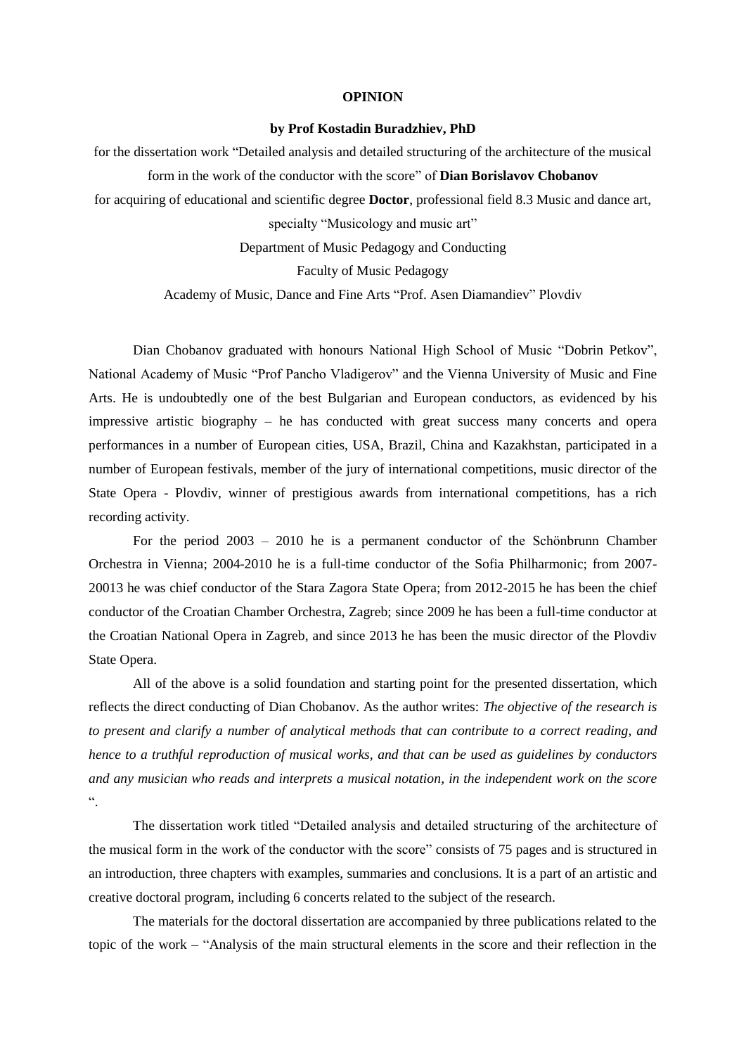# OPINION

**by Prof Kostadin Buradzhiev, PhD**

for the dissertation work "Detailed analysis and detailed structuring of the architecture of the musical form in the work of the conductor with the score" of **Dian Borislavov Chobanov**

for acquiring of educational and scientific degree **Doctor**, professional field 8.3 Music and dance art, specialty "Musicology and music art"

Department of Music Pedagogy and Conducting

Faculty of Music Pedagogy

Academy of Music, Dance and Fine Arts "Prof. Asen Diamandiev" Plovdiv

Dian Chobanov graduated with honours National High School of Music "Dobrin Petkov", National Academy of Music "Prof Pancho Vladigerov" and the Vienna University of Music and Fine Arts. He is undoubtedly one of the best Bulgarian and European conductors, as evidenced by his impressive artistic biography – he has conducted with great success many concerts and opera performances in a number of European cities, USA, Brazil, China and Kazakhstan, participated in a number of European festivals, member of the jury of international competitions, music director of the State Opera - Plovdiv, winner of prestigious awards from international competitions, has a rich recording activity.

For the period 2003 – 2010 he is a permanent conductor of the Schönbrunn Chamber Orchestra in Vienna; 2004-2010 he is a full-time conductor of the Sofia Philharmonic; from 2007-20013 he was chief conductor of the Stara Zagora State Opera; from 2012-2015 he has been the chief conductor of the Croatian Chamber Orchestra, Zagreb; since 2009 he has been a full-time conductor at the Croatian National Opera in Zagreb, and since 2013 he has been the music director of the Plovdiv State Opera.

All of the above is a solid foundation and starting point for the presented dissertation, which reflects the direct conducting of Dian Chobanov. As the author writes: *The objective of the research is to present and clarify a number of analytical methods that can contribute to a correct reading, and hence to a truthful reproduction of musical works, and that can be used as guidelines by conductors and any musician who reads and interprets a musical notation, in the independent work on the score* ".

The dissertation work titled "Detailed analysis and detailed structuring of the architecture of the musical form in the work of the conductor with the score" consists of 75 pages and is structured in an introduction, three chapters with examples, summaries and conclusions. It is a part of an artistic and creative doctoral program, including 6 concerts related to the subject of the research.

The materials for the doctoral dissertation are accompanied by three publications related to the topic of the work – "Analysis of the main structural elements in the score and their reflection in the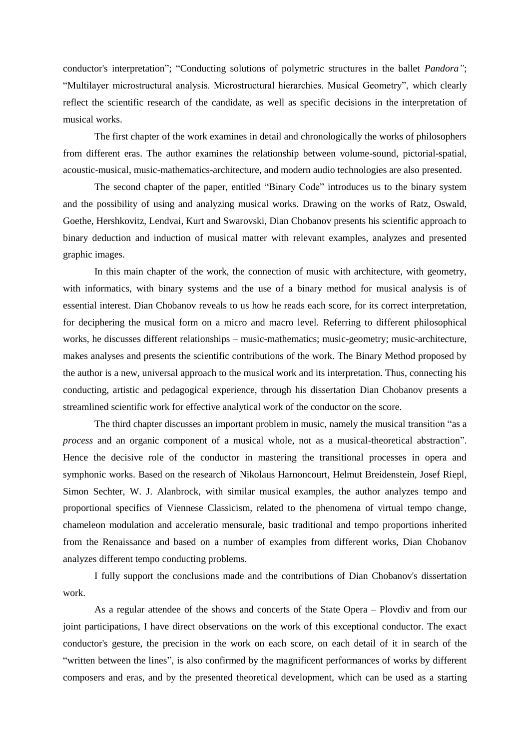conductor's interpretation"; "Conducting solutions of polymetric structures in the ballet *Pandora"*; "Multilayer microstructural analysis. Microstructural hierarchies. Musical Geometry", which clearly reflect the scientific research of the candidate, as well as specific decisions in the interpretation of musical works.

The first chapter of the work examines in detail and chronologically the works of philosophers from different eras. The author examines the relationship between volume-sound, pictorial-spatial, acoustic-musical, music-mathematics-architecture, and modern audio technologies are also presented.

The second chapter of the paper, entitled "Binary Code" introduces us to the binary system and the possibility of using and analyzing musical works. Drawing on the works of Ratz, Oswald, Goethe, Hershkovitz, Lendvai, Kurt and Swarovski, Dian Chobanov presents his scientific approach to binary deduction and induction of musical matter with relevant examples, analyzes and presented graphic images.

In this main chapter of the work, the connection of music with architecture, with geometry, with informatics, with binary systems and the use of a binary method for musical analysis is of essential interest. Dian Chobanov reveals to us how he reads each score, for its correct interpretation, for deciphering the musical form on a micro and macro level. Referring to different philosophical works, he discusses different relationships – music-mathematics; music-geometry; music-architecture, makes analyses and presents the scientific contributions of the work. The Binary Method proposed by the author is a new, universal approach to the musical work and its interpretation. Thus, connecting his conducting, artistic and pedagogical experience, through his dissertation Dian Chobanov presents a streamlined scientific work for effective analytical work of the conductor on the score.

The third chapter discusses an important problem in music, namely the musical transition "as a *process* and an organic component of a musical whole, not as a musical-theoretical abstraction". Hence the decisive role of the conductor in mastering the transitional processes in opera and symphonic works. Based on the research of Nikolaus Harnoncourt, Helmut Breidenstein, Josef Riepl, Simon Sechter, W. J. Alanbrock, with similar musical examples, the author analyzes tempo and proportional specifics of Viennese Classicism, related to the phenomena of virtual tempo change, chameleon modulation and acceleratio mensurale, basic traditional and tempo proportions inherited from the Renaissance and based on a number of examples from different works, Dian Chobanov analyzes different tempo conducting problems.

I fully support the conclusions made and the contributions of Dian Chobanov's dissertation work.

As a regular attendee of the shows and concerts of the State Opera – Plovdiv and from our joint participations, I have direct observations on the work of this exceptional conductor. The exact conductor's gesture, the precision in the work on each score, on each detail of it in search of the "written between the lines", is also confirmed by the magnificent performances of works by different composers and eras, and by the presented theoretical development, which can be used as a starting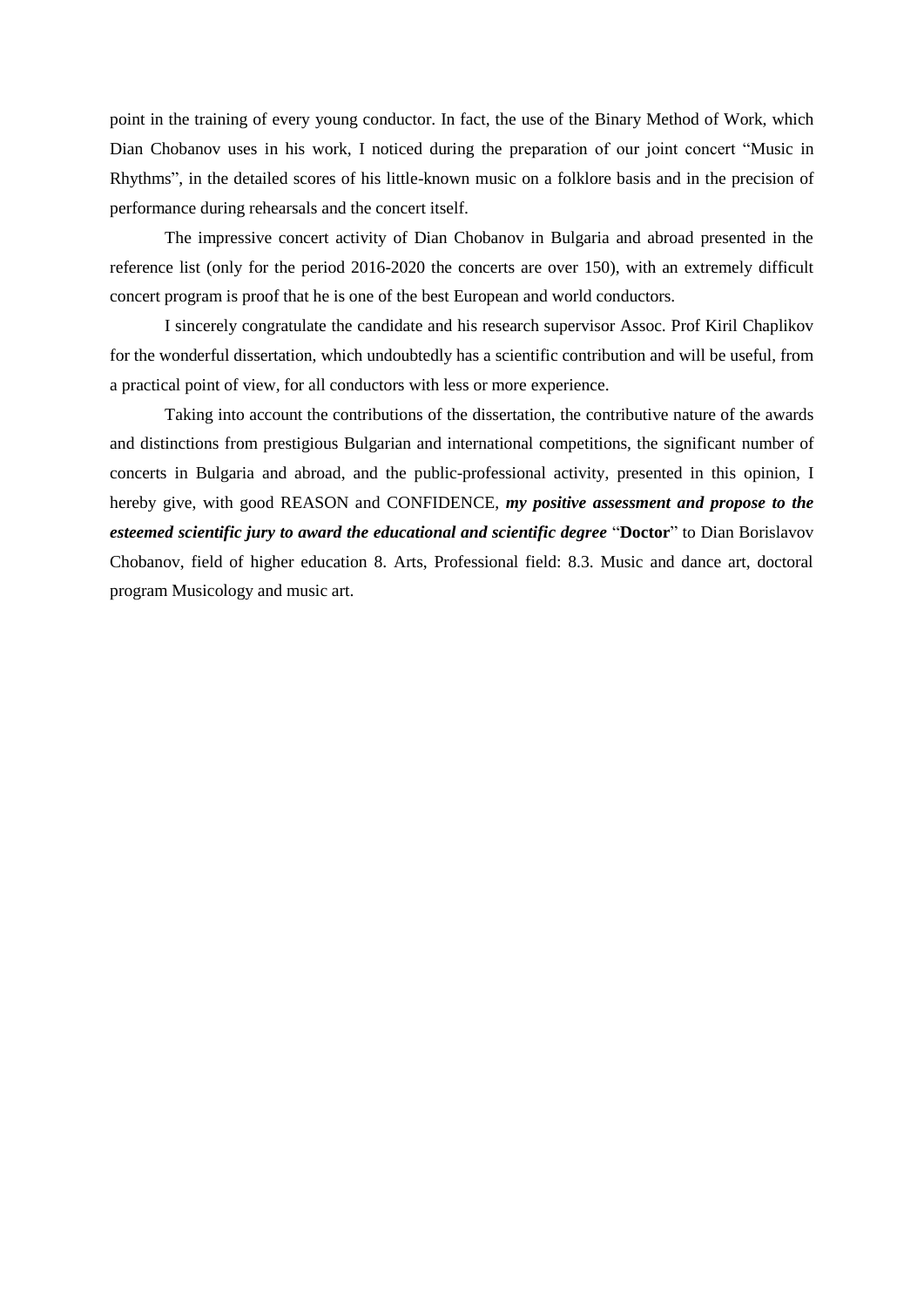point in the training of every young conductor. In fact, the use of the Binary Method of Work, which Dian Chobanov uses in his work, I noticed during the preparation of our joint concert "Music in Rhythms", in the detailed scores of his little-known music on a folklore basis and in the precision of performance during rehearsals and the concert itself.

The impressive concert activity of Dian Chobanov in Bulgaria and abroad presented in the reference list (only for the period 2016-2020 the concerts are over 150), with an extremely difficult concert program is proof that he is one of the best European and world conductors.

I sincerely congratulate the candidate and his research supervisor Assoc. Prof Kiril Chaplikov for the wonderful dissertation, which undoubtedly has a scientific contribution and will be useful, from a practical point of view, for all conductors with less or more experience.

Taking into account the contributions of the dissertation, the contributive nature of the awards and distinctions from prestigious Bulgarian and international competitions, the significant number of concerts in Bulgaria and abroad, and the public-professional activity, presented in this opinion, I hereby give, with good REASON and CONFIDENCE, ***my positive assessment and propose to the esteemed scientific jury to award the educational and scientific degree*** "**Doctor**" to Dian Borislavov Chobanov, field of higher education 8. Arts, Professional field: 8.3. Music and dance art, doctoral program Musicology and music art.